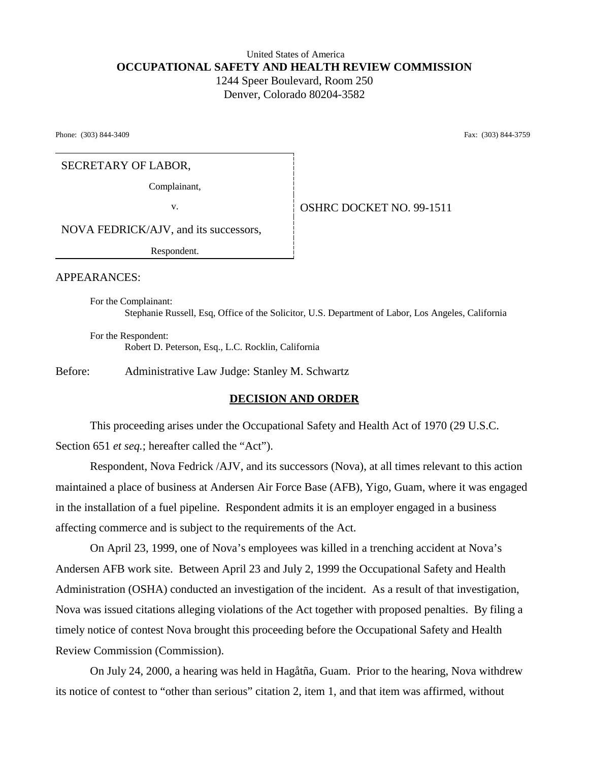United States of America

**OCCUPATIONAL SAFETY AND HEALTH REVIEW COMMISSION**

1244 Speer Boulevard, Room 250

Denver, Colorado 80204-3582

Phone: (303) 844-3409 Fax: (303) 844-3759

| | |
|---|---|
| SECRETARY OF LABOR,<br>Complainant,<br>v.<br>NOVA FEDRICK/AJV, and its successors,<br>Respondent. | OSHRC DOCKET NO. 99-1511 |

APPEARANCES:

For the Complainant:
Stephanie Russell, Esq, Office of the Solicitor, U.S. Department of Labor, Los Angeles, California

For the Respondent:
Robert D. Peterson, Esq., L.C. Rocklin, California

Before: Administrative Law Judge: Stanley M. Schwartz

## DECISION AND ORDER

This proceeding arises under the Occupational Safety and Health Act of 1970 (29 U.S.C. Section 651 *et seq.*; hereafter called the "Act").

Respondent, Nova Fedrick /AJV, and its successors (Nova), at all times relevant to this action maintained a place of business at Andersen Air Force Base (AFB), Yigo, Guam, where it was engaged in the installation of a fuel pipeline. Respondent admits it is an employer engaged in a business affecting commerce and is subject to the requirements of the Act.

On April 23, 1999, one of Nova's employees was killed in a trenching accident at Nova's Andersen AFB work site. Between April 23 and July 2, 1999 the Occupational Safety and Health Administration (OSHA) conducted an investigation of the incident. As a result of that investigation, Nova was issued citations alleging violations of the Act together with proposed penalties. By filing a timely notice of contest Nova brought this proceeding before the Occupational Safety and Health Review Commission (Commission).

On July 24, 2000, a hearing was held in Hagåtña, Guam. Prior to the hearing, Nova withdrew its notice of contest to "other than serious" citation 2, item 1, and that item was affirmed, without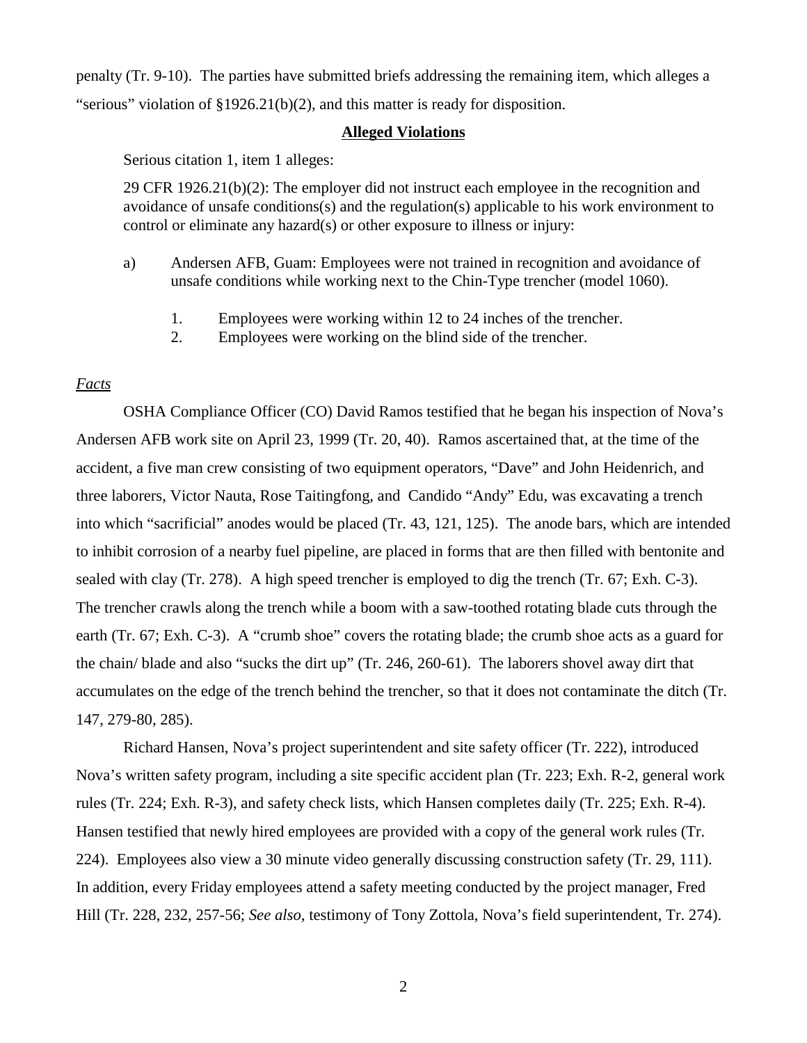penalty (Tr. 9-10). The parties have submitted briefs addressing the remaining item, which alleges a "serious" violation of §1926.21(b)(2), and this matter is ready for disposition.

**Alleged Violations**

Serious citation 1, item 1 alleges:

29 CFR 1926.21(b)(2): The employer did not instruct each employee in the recognition and avoidance of unsafe conditions(s) and the regulation(s) applicable to his work environment to control or eliminate any hazard(s) or other exposure to illness or injury:

a) Andersen AFB, Guam: Employees were not trained in recognition and avoidance of unsafe conditions while working next to the Chin-Type trencher (model 1060).

   1. Employees were working within 12 to 24 inches of the trencher.
   2. Employees were working on the blind side of the trencher.

*Facts*

OSHA Compliance Officer (CO) David Ramos testified that he began his inspection of Nova's Andersen AFB work site on April 23, 1999 (Tr. 20, 40). Ramos ascertained that, at the time of the accident, a five man crew consisting of two equipment operators, "Dave" and John Heidenrich, and three laborers, Victor Nauta, Rose Taitingfong, and Candido "Andy" Edu, was excavating a trench into which "sacrificial" anodes would be placed (Tr. 43, 121, 125). The anode bars, which are intended to inhibit corrosion of a nearby fuel pipeline, are placed in forms that are then filled with bentonite and sealed with clay (Tr. 278). A high speed trencher is employed to dig the trench (Tr. 67; Exh. C-3). The trencher crawls along the trench while a boom with a saw-toothed rotating blade cuts through the earth (Tr. 67; Exh. C-3). A "crumb shoe" covers the rotating blade; the crumb shoe acts as a guard for the chain/ blade and also "sucks the dirt up" (Tr. 246, 260-61). The laborers shovel away dirt that accumulates on the edge of the trench behind the trencher, so that it does not contaminate the ditch (Tr. 147, 279-80, 285).

Richard Hansen, Nova's project superintendent and site safety officer (Tr. 222), introduced Nova's written safety program, including a site specific accident plan (Tr. 223; Exh. R-2, general work rules (Tr. 224; Exh. R-3), and safety check lists, which Hansen completes daily (Tr. 225; Exh. R-4). Hansen testified that newly hired employees are provided with a copy of the general work rules (Tr. 224). Employees also view a 30 minute video generally discussing construction safety (Tr. 29, 111). In addition, every Friday employees attend a safety meeting conducted by the project manager, Fred Hill (Tr. 228, 232, 257-56; *See also,* testimony of Tony Zottola, Nova's field superintendent, Tr. 274).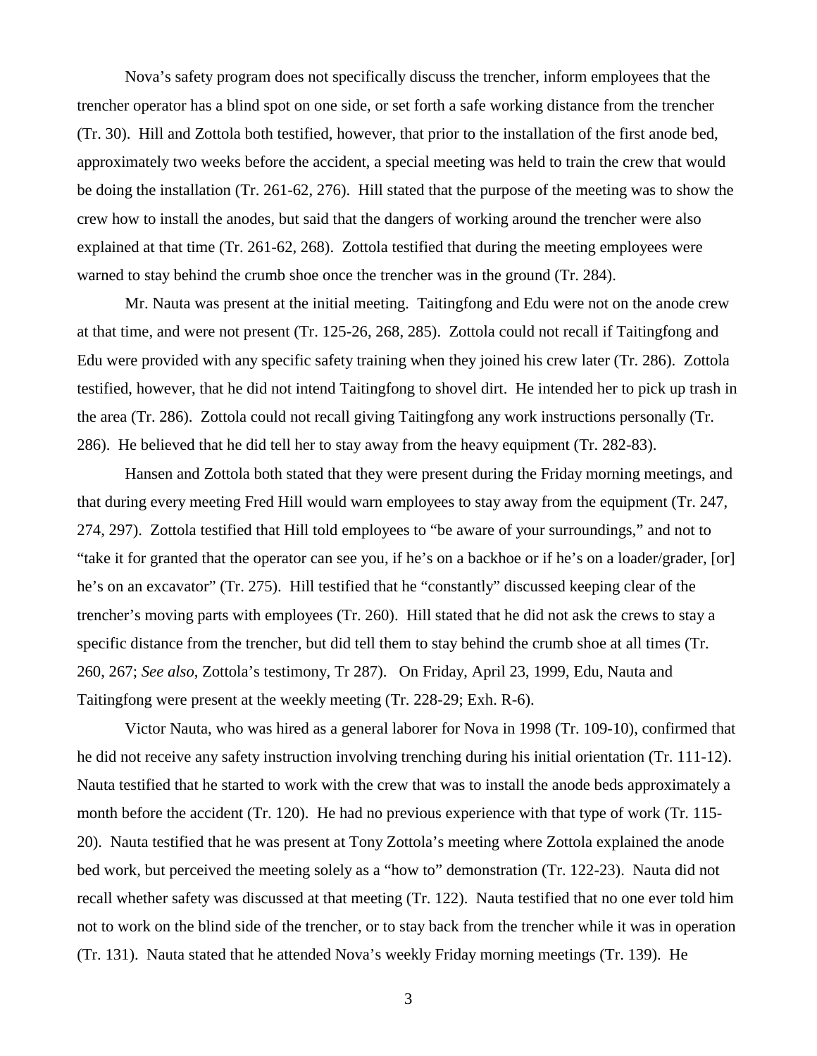Nova's safety program does not specifically discuss the trencher, inform employees that the trencher operator has a blind spot on one side, or set forth a safe working distance from the trencher (Tr. 30). Hill and Zottola both testified, however, that prior to the installation of the first anode bed, approximately two weeks before the accident, a special meeting was held to train the crew that would be doing the installation (Tr. 261-62, 276). Hill stated that the purpose of the meeting was to show the crew how to install the anodes, but said that the dangers of working around the trencher were also explained at that time (Tr. 261-62, 268). Zottola testified that during the meeting employees were warned to stay behind the crumb shoe once the trencher was in the ground (Tr. 284).

Mr. Nauta was present at the initial meeting. Taitingfong and Edu were not on the anode crew at that time, and were not present (Tr. 125-26, 268, 285). Zottola could not recall if Taitingfong and Edu were provided with any specific safety training when they joined his crew later (Tr. 286). Zottola testified, however, that he did not intend Taitingfong to shovel dirt. He intended her to pick up trash in the area (Tr. 286). Zottola could not recall giving Taitingfong any work instructions personally (Tr. 286). He believed that he did tell her to stay away from the heavy equipment (Tr. 282-83).

Hansen and Zottola both stated that they were present during the Friday morning meetings, and that during every meeting Fred Hill would warn employees to stay away from the equipment (Tr. 247, 274, 297). Zottola testified that Hill told employees to "be aware of your surroundings," and not to "take it for granted that the operator can see you, if he's on a backhoe or if he's on a loader/grader, [or] he's on an excavator" (Tr. 275). Hill testified that he "constantly" discussed keeping clear of the trencher's moving parts with employees (Tr. 260). Hill stated that he did not ask the crews to stay a specific distance from the trencher, but did tell them to stay behind the crumb shoe at all times (Tr. 260, 267; *See also*, Zottola's testimony, Tr 287). On Friday, April 23, 1999, Edu, Nauta and Taitingfong were present at the weekly meeting (Tr. 228-29; Exh. R-6).

Victor Nauta, who was hired as a general laborer for Nova in 1998 (Tr. 109-10), confirmed that he did not receive any safety instruction involving trenching during his initial orientation (Tr. 111-12). Nauta testified that he started to work with the crew that was to install the anode beds approximately a month before the accident (Tr. 120). He had no previous experience with that type of work (Tr. 115-20). Nauta testified that he was present at Tony Zottola's meeting where Zottola explained the anode bed work, but perceived the meeting solely as a "how to" demonstration (Tr. 122-23). Nauta did not recall whether safety was discussed at that meeting (Tr. 122). Nauta testified that no one ever told him not to work on the blind side of the trencher, or to stay back from the trencher while it was in operation (Tr. 131). Nauta stated that he attended Nova's weekly Friday morning meetings (Tr. 139). He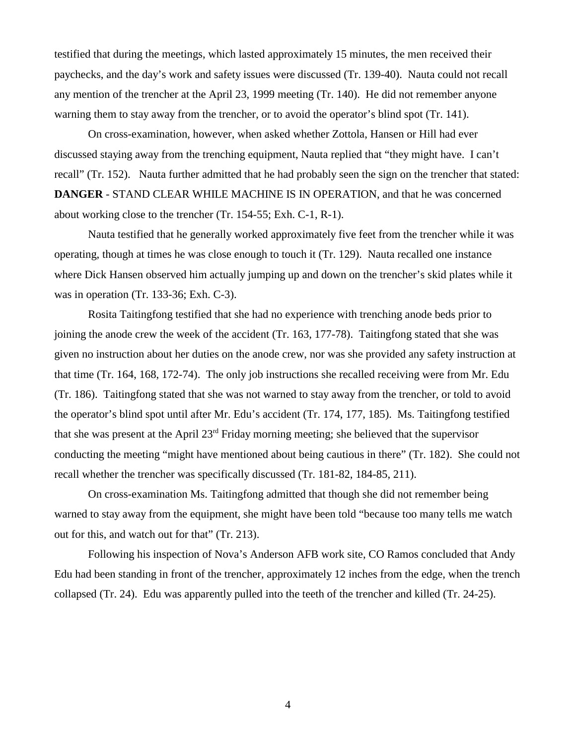testified that during the meetings, which lasted approximately 15 minutes, the men received their paychecks, and the day's work and safety issues were discussed (Tr. 139-40). Nauta could not recall any mention of the trencher at the April 23, 1999 meeting (Tr. 140). He did not remember anyone warning them to stay away from the trencher, or to avoid the operator's blind spot (Tr. 141).

On cross-examination, however, when asked whether Zottola, Hansen or Hill had ever discussed staying away from the trenching equipment, Nauta replied that "they might have. I can't recall" (Tr. 152). Nauta further admitted that he had probably seen the sign on the trencher that stated: **DANGER** - STAND CLEAR WHILE MACHINE IS IN OPERATION, and that he was concerned about working close to the trencher (Tr. 154-55; Exh. C-1, R-1).

Nauta testified that he generally worked approximately five feet from the trencher while it was operating, though at times he was close enough to touch it (Tr. 129). Nauta recalled one instance where Dick Hansen observed him actually jumping up and down on the trencher's skid plates while it was in operation (Tr. 133-36; Exh. C-3).

Rosita Taitingfong testified that she had no experience with trenching anode beds prior to joining the anode crew the week of the accident (Tr. 163, 177-78). Taitingfong stated that she was given no instruction about her duties on the anode crew, nor was she provided any safety instruction at that time (Tr. 164, 168, 172-74). The only job instructions she recalled receiving were from Mr. Edu (Tr. 186). Taitingfong stated that she was not warned to stay away from the trencher, or told to avoid the operator's blind spot until after Mr. Edu's accident (Tr. 174, 177, 185). Ms. Taitingfong testified that she was present at the April 23rd Friday morning meeting; she believed that the supervisor conducting the meeting "might have mentioned about being cautious in there" (Tr. 182). She could not recall whether the trencher was specifically discussed (Tr. 181-82, 184-85, 211).

On cross-examination Ms. Taitingfong admitted that though she did not remember being warned to stay away from the equipment, she might have been told "because too many tells me watch out for this, and watch out for that" (Tr. 213).

Following his inspection of Nova's Anderson AFB work site, CO Ramos concluded that Andy Edu had been standing in front of the trencher, approximately 12 inches from the edge, when the trench collapsed (Tr. 24). Edu was apparently pulled into the teeth of the trencher and killed (Tr. 24-25).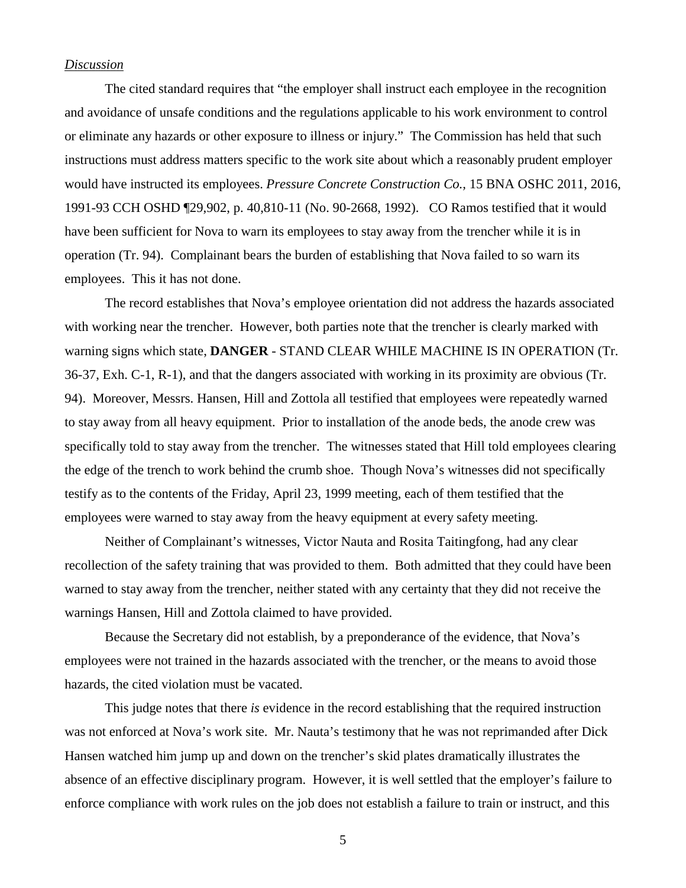*Discussion*

The cited standard requires that "the employer shall instruct each employee in the recognition and avoidance of unsafe conditions and the regulations applicable to his work environment to control or eliminate any hazards or other exposure to illness or injury." The Commission has held that such instructions must address matters specific to the work site about which a reasonably prudent employer would have instructed its employees. *Pressure Concrete Construction Co.,* 15 BNA OSHC 2011, 2016, 1991-93 CCH OSHD ¶29,902, p. 40,810-11 (No. 90-2668, 1992). CO Ramos testified that it would have been sufficient for Nova to warn its employees to stay away from the trencher while it is in operation (Tr. 94). Complainant bears the burden of establishing that Nova failed to so warn its employees. This it has not done.

The record establishes that Nova's employee orientation did not address the hazards associated with working near the trencher. However, both parties note that the trencher is clearly marked with warning signs which state, **DANGER** - STAND CLEAR WHILE MACHINE IS IN OPERATION (Tr. 36-37, Exh. C-1, R-1), and that the dangers associated with working in its proximity are obvious (Tr. 94). Moreover, Messrs. Hansen, Hill and Zottola all testified that employees were repeatedly warned to stay away from all heavy equipment. Prior to installation of the anode beds, the anode crew was specifically told to stay away from the trencher. The witnesses stated that Hill told employees clearing the edge of the trench to work behind the crumb shoe. Though Nova's witnesses did not specifically testify as to the contents of the Friday, April 23, 1999 meeting, each of them testified that the employees were warned to stay away from the heavy equipment at every safety meeting.

Neither of Complainant's witnesses, Victor Nauta and Rosita Taitingfong, had any clear recollection of the safety training that was provided to them. Both admitted that they could have been warned to stay away from the trencher, neither stated with any certainty that they did not receive the warnings Hansen, Hill and Zottola claimed to have provided.

Because the Secretary did not establish, by a preponderance of the evidence, that Nova's employees were not trained in the hazards associated with the trencher, or the means to avoid those hazards, the cited violation must be vacated.

This judge notes that there *is* evidence in the record establishing that the required instruction was not enforced at Nova's work site. Mr. Nauta's testimony that he was not reprimanded after Dick Hansen watched him jump up and down on the trencher's skid plates dramatically illustrates the absence of an effective disciplinary program. However, it is well settled that the employer's failure to enforce compliance with work rules on the job does not establish a failure to train or instruct, and this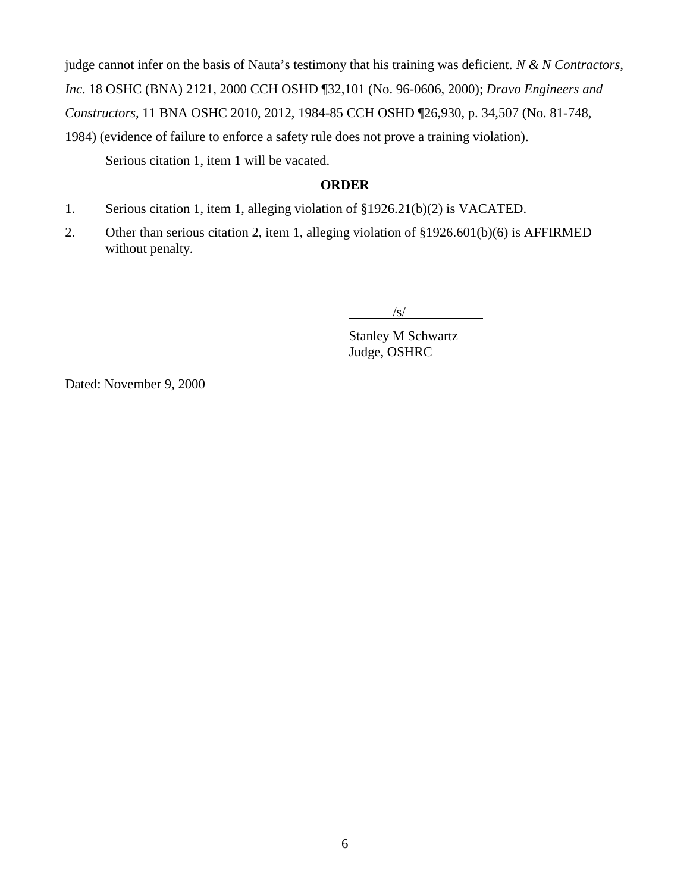judge cannot infer on the basis of Nauta's testimony that his training was deficient. *N & N Contractors, Inc*. 18 OSHC (BNA) 2121, 2000 CCH OSHD ¶32,101 (No. 96-0606, 2000); *Dravo Engineers and Constructors,* 11 BNA OSHC 2010, 2012, 1984-85 CCH OSHD ¶26,930, p. 34,507 (No. 81-748, 1984) (evidence of failure to enforce a safety rule does not prove a training violation).

Serious citation 1, item 1 will be vacated.

## **ORDER**

1. Serious citation 1, item 1, alleging violation of §1926.21(b)(2) is VACATED.
2. Other than serious citation 2, item 1, alleging violation of §1926.601(b)(6) is AFFIRMED without penalty.

/s/

Stanley M Schwartz
Judge, OSHRC

Dated: November 9, 2000